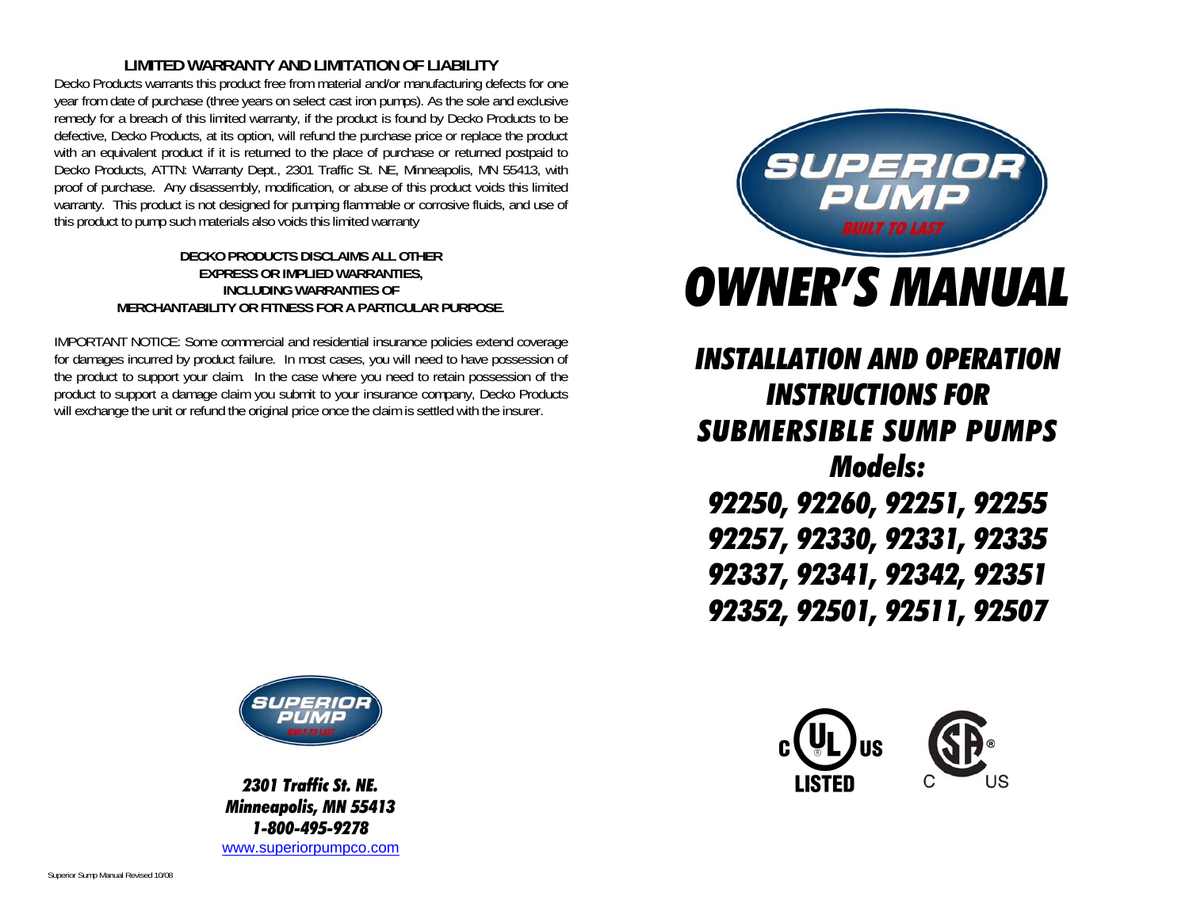## LIMITED WARRANTY AND LIMITATION OF LIABILITY

Decko Products warrants this product free from material and/or manufacturing defects for one year from date of purchase (three years on select cast iron pumps). As the sole and exclusive remedy for a breach of this limited warranty, if the product is found by Decko Products to be defective, Decko Products, at its option, will refund the purchase price or replace the product with an equivalent product if it is returned to the place of purchase or returned postpaid to Decko Products, ATTN: Warranty Dept., 2301 Traffic St. NE, Minneapolis, MN 55413, with proof of purchase. Any disassembly, modification, or abuse of this product voids this limited warranty. This product is not designed for pumping flammable or corrosive fluids, and use of this product to pump such materials also voids this limited warranty

**DECKO PRODUCTS DISCLAIMS ALL OTHER EXPRESS OR IMPLIED WARRANTIES, INCLUDING WARRANTIES OF MERCHANTABILITY OR FITNESS FOR A PARTICULAR PURPOSE.**

IMPORTANT NOTICE: Some commercial and residential insurance policies extend coverage for damages incurred by product failure. In most cases, you will need to have possession of the product to support your claim. In the case where you need to retain possession of the product to support a damage claim you submit to your insurance company, Decko Products will exchange the unit or refund the original price once the claim is settled with the insurer.

SUPERIOR PUMP
BUILT TO LAST

***2301 Traffic St. NE.***
***Minneapolis, MN 55413***
***1-800-495-9278***
www.superiorpumpco.com

Superior Sump Manual Revised 10/08

SUPERIOR PUMP
BUILT TO LAST

# *OWNER'S MANUAL*

## *INSTALLATION AND OPERATION INSTRUCTIONS FOR SUBMERSIBLE SUMP PUMPS*

### *Models:*

***92250, 92260, 92251, 92255***
***92257, 92330, 92331, 92335***
***92337, 92341, 92342, 92351***
***92352, 92501, 92511, 92507***

c UL US LISTED

SP C US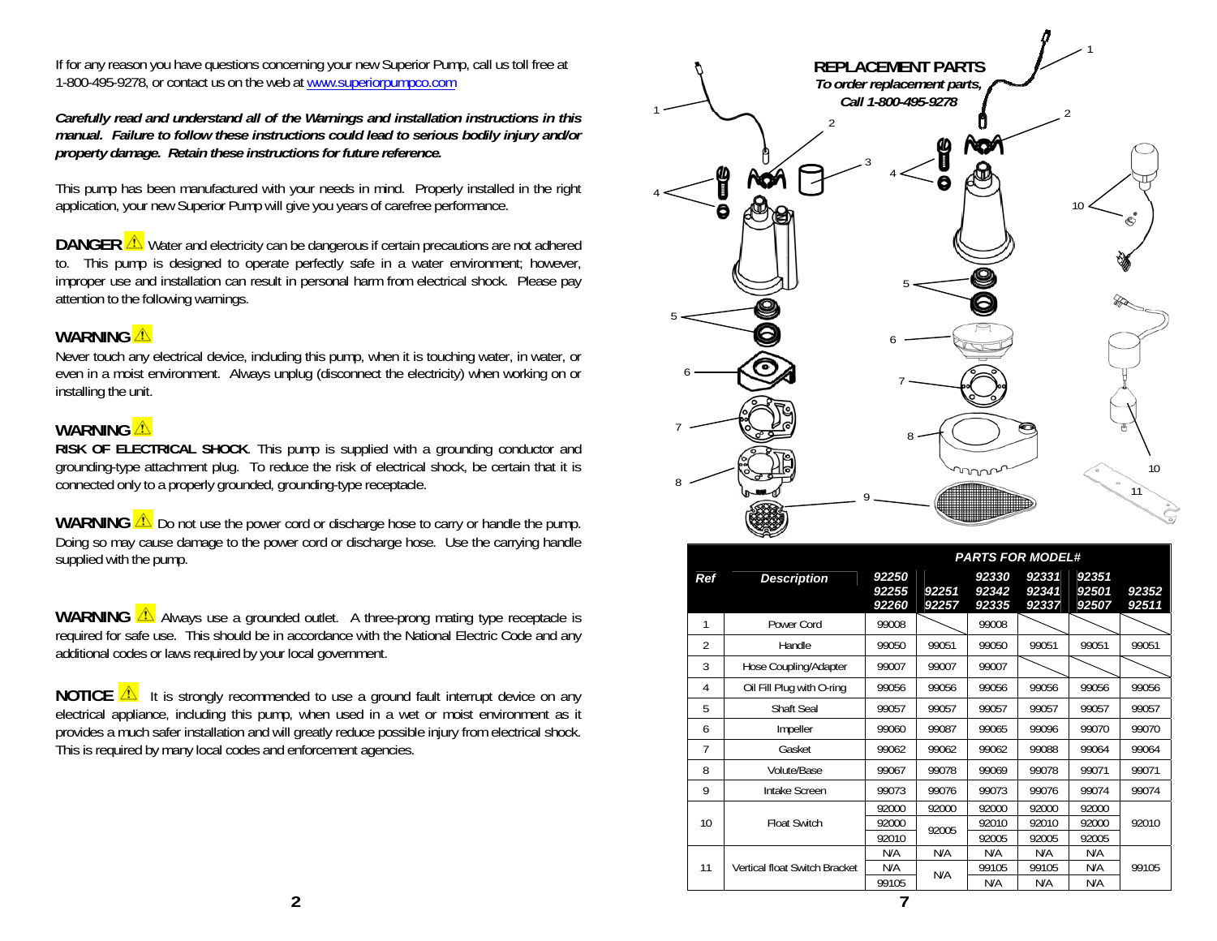If for any reason you have questions concerning your new Superior Pump, call us toll free at 1-800-495-9278, or contact us on the web at www.superiorpumpco.com

***Carefully read and understand all of the Warnings and installation instructions in this manual. Failure to follow these instructions could lead to serious bodily injury and/or property damage. Retain these instructions for future reference.***

This pump has been manufactured with your needs in mind. Properly installed in the right application, your new Superior Pump will give you years of carefree performance.

**DANGER** ⚠ Water and electricity can be dangerous if certain precautions are not adhered to. This pump is designed to operate perfectly safe in a water environment; however, improper use and installation can result in personal harm from electrical shock. Please pay attention to the following warnings.

**WARNING** ⚠

Never touch any electrical device, including this pump, when it is touching water, in water, or even in a moist environment. Always unplug (disconnect the electricity) when working on or installing the unit.

**WARNING** ⚠

**RISK OF ELECTRICAL SHOCK**. This pump is supplied with a grounding conductor and grounding-type attachment plug. To reduce the risk of electrical shock, be certain that it is connected only to a properly grounded, grounding-type receptacle.

**WARNING** ⚠ Do not use the power cord or discharge hose to carry or handle the pump. Doing so may cause damage to the power cord or discharge hose. Use the carrying handle supplied with the pump.

**WARNING** ⚠ Always use a grounded outlet. A three-prong mating type receptacle is required for safe use. This should be in accordance with the National Electric Code and any additional codes or laws required by your local government.

**NOTICE** ⚠ It is strongly recommended to use a ground fault interrupt device on any electrical appliance, including this pump, when used in a wet or moist environment as it provides a much safer installation and will greatly reduce possible injury from electrical shock. This is required by many local codes and enforcement agencies.

## REPLACEMENT PARTS

***To order replacement parts, Call 1-800-495-9278***

| Ref | Description | PARTS FOR MODEL# 92250 92255 92260 | 92251 92257 | 92330 92342 92335 | 92331 92341 92337 | 92351 92501 92507 | 92352 92511 |
|---|---|---|---|---|---|---|---|
| 1 | Power Cord | 99008 | | 99008 | | | |
| 2 | Handle | 99050 | 99051 | 99050 | 99051 | 99051 | 99051 |
| 3 | Hose Coupling/Adapter | 99007 | 99007 | 99007 | | | |
| 4 | Oil Fill Plug with O-ring | 99056 | 99056 | 99056 | 99056 | 99056 | 99056 |
| 5 | Shaft Seal | 99057 | 99057 | 99057 | 99057 | 99057 | 99057 |
| 6 | Impeller | 99060 | 99087 | 99065 | 99096 | 99070 | 99070 |
| 7 | Gasket | 99062 | 99062 | 99062 | 99088 | 99064 | 99064 |
| 8 | Volute/Base | 99067 | 99078 | 99069 | 99078 | 99071 | 99071 |
| 9 | Intake Screen | 99073 | 99076 | 99073 | 99076 | 99074 | 99074 |
| 10 | Float Switch | 92000 92000 92010 | 92000 92005 | 92000 92010 92005 | 92000 92010 92005 | 92000 92000 92005 | 92010 |
| 11 | Vertical float Switch Bracket | N/A N/A 99105 | N/A N/A | N/A 99105 N/A | N/A 99105 N/A | N/A N/A N/A | 99105 |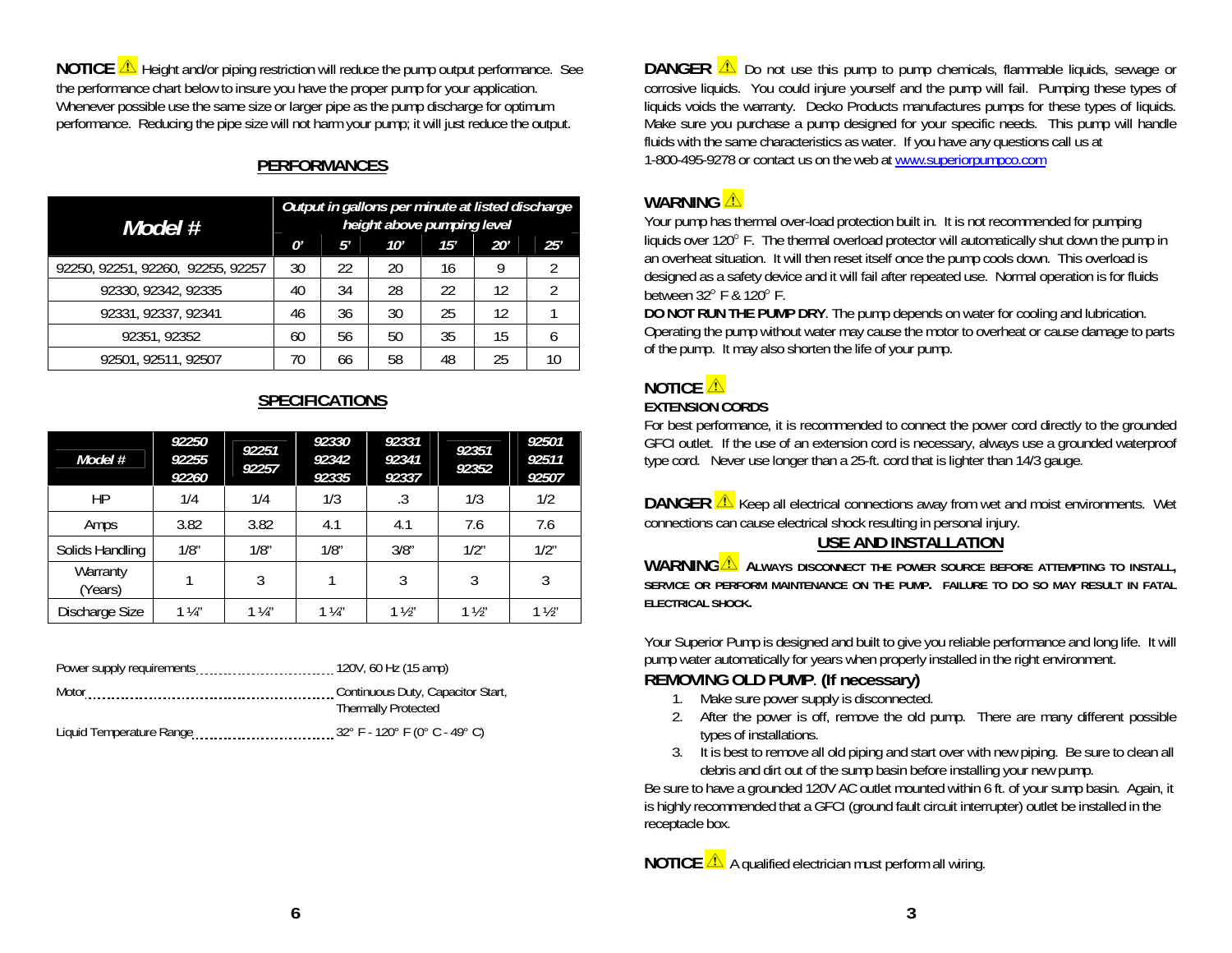**NOTICE** ⚠ Height and/or piping restriction will reduce the pump output performance. See the performance chart below to insure you have the proper pump for your application. Whenever possible use the same size or larger pipe as the pump discharge for optimum performance. Reducing the pipe size will not harm your pump; it will just reduce the output.

## PERFORMANCES

| Model # | Output in gallons per minute at listed discharge height above pumping level | | | | | |
|---|---|---|---|---|---|---|
| | 0' | 5' | 10' | 15' | 20' | 25' |
| 92250, 92251, 92260, 92255, 92257 | 30 | 22 | 20 | 16 | 9 | 2 |
| 92330, 92342, 92335 | 40 | 34 | 28 | 22 | 12 | 2 |
| 92331, 92337, 92341 | 46 | 36 | 30 | 25 | 12 | 1 |
| 92351, 92352 | 60 | 56 | 50 | 35 | 15 | 6 |
| 92501, 92511, 92507 | 70 | 66 | 58 | 48 | 25 | 10 |

## SPECIFICATIONS

| Model # | 92250 92255 92260 | 92251 92257 | 92330 92342 92335 | 92331 92341 92337 | 92351 92352 | 92501 92511 92507 |
|---|---|---|---|---|---|---|
| HP | 1/4 | 1/4 | 1/3 | .3 | 1/3 | 1/2 |
| Amps | 3.82 | 3.82 | 4.1 | 4.1 | 7.6 | 7.6 |
| Solids Handling | 1/8" | 1/8" | 1/8" | 3/8" | 1/2" | 1/2" |
| Warranty (Years) | 1 | 3 | 1 | 3 | 3 | 3 |
| Discharge Size | 1 ¼" | 1 ¼" | 1 ¼" | 1 ½" | 1 ½" | 1 ½" |

Power supply requirements .................. 120V, 60 Hz (15 amp)

Motor .................. Continuous Duty, Capacitor Start, Thermally Protected

Liquid Temperature Range .................. 32° F - 120° F (0° C - 49° C)

**DANGER** ⚠ Do not use this pump to pump chemicals, flammable liquids, sewage or corrosive liquids. You could injure yourself and the pump will fail. Pumping these types of liquids voids the warranty. Decko Products manufactures pumps for these types of liquids. Make sure you purchase a pump designed for your specific needs. This pump will handle fluids with the same characteristics as water. If you have any questions call us at 1-800-495-9278 or contact us on the web at www.superiorpumpco.com

**WARNING** ⚠

Your pump has thermal over-load protection built in. It is not recommended for pumping liquids over 120° F. The thermal overload protector will automatically shut down the pump in an overheat situation. It will then reset itself once the pump cools down. This overload is designed as a safety device and it will fail after repeated use. Normal operation is for fluids between 32° F & 120° F.

**DO NOT RUN THE PUMP DRY**. The pump depends on water for cooling and lubrication. Operating the pump without water may cause the motor to overheat or cause damage to parts of the pump. It may also shorten the life of your pump.

**NOTICE** ⚠

**EXTENSION CORDS**

For best performance, it is recommended to connect the power cord directly to the grounded GFCI outlet. If the use of an extension cord is necessary, always use a grounded waterproof type cord. Never use longer than a 25-ft. cord that is lighter than 14/3 gauge.

**DANGER** ⚠ Keep all electrical connections away from wet and moist environments. Wet connections can cause electrical shock resulting in personal injury.

## USE AND INSTALLATION

**WARNING** ⚠ **ALWAYS DISCONNECT THE POWER SOURCE BEFORE ATTEMPTING TO INSTALL, SERVICE OR PERFORM MAINTENANCE ON THE PUMP. FAILURE TO DO SO MAY RESULT IN FATAL ELECTRICAL SHOCK.**

Your Superior Pump is designed and built to give you reliable performance and long life. It will pump water automatically for years when properly installed in the right environment.

### REMOVING OLD PUMP. (If necessary)

1. Make sure power supply is disconnected.
2. After the power is off, remove the old pump. There are many different possible types of installations.
3. It is best to remove all old piping and start over with new piping. Be sure to clean all debris and dirt out of the sump basin before installing your new pump.

Be sure to have a grounded 120V AC outlet mounted within 6 ft. of your sump basin. Again, it is highly recommended that a GFCI (ground fault circuit interrupter) outlet be installed in the receptacle box.

**NOTICE** ⚠ A qualified electrician must perform all wiring.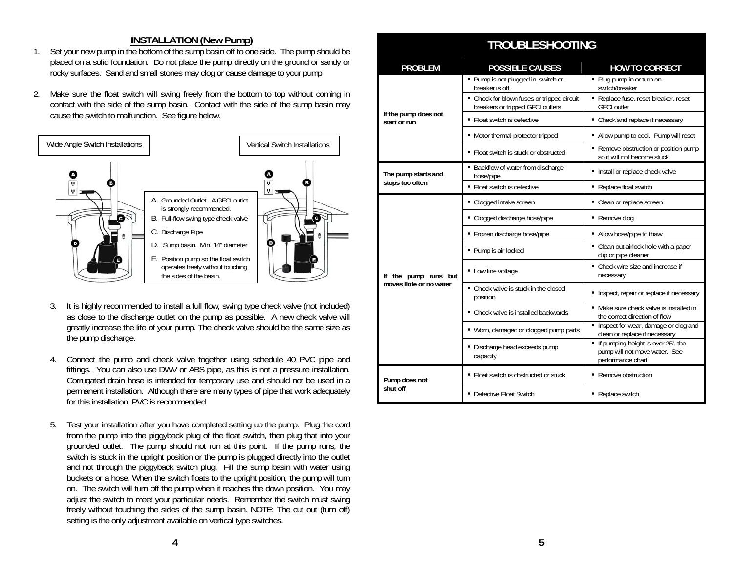## INSTALLATION (New Pump)

1. Set your new pump in the bottom of the sump basin off to one side. The pump should be placed on a solid foundation. Do not place the pump directly on the ground or sandy or rocky surfaces. Sand and small stones may clog or cause damage to your pump.

2. Make sure the float switch will swing freely from the bottom to top without coming in contact with the side of the sump basin. Contact with the side of the sump basin may cause the switch to malfunction. See figure below.

Wide Angle Switch Installations

Vertical Switch Installations

A. Grounded Outlet. A GFCI outlet is strongly recommended.
B. Full-flow swing type check valve
C. Discharge Pipe
D. Sump basin. Min. 14" diameter
E. Position pump so the float switch operates freely without touching the sides of the basin.

3. It is highly recommended to install a full flow, swing type check valve (not included) as close to the discharge outlet on the pump as possible. A new check valve will greatly increase the life of your pump. The check valve should be the same size as the pump discharge.

4. Connect the pump and check valve together using schedule 40 PVC pipe and fittings. You can also use DWV or ABS pipe, as this is not a pressure installation. Corrugated drain hose is intended for temporary use and should not be used in a permanent installation. Although there are many types of pipe that work adequately for this installation, PVC is recommended.

5. Test your installation after you have completed setting up the pump. Plug the cord from the pump into the piggyback plug of the float switch, then plug that into your grounded outlet. The pump should not run at this point. If the pump runs, the switch is stuck in the upright position or the pump is plugged directly into the outlet and not through the piggyback switch plug. Fill the sump basin with water using buckets or a hose. When the switch floats to the upright position, the pump will turn on. The switch will turn off the pump when it reaches the down position. You may adjust the switch to meet your particular needs. Remember the switch must swing freely without touching the sides of the sump basin. NOTE: The cut out (turn off) setting is the only adjustment available on vertical type switches.

## TROUBLESHOOTING

| PROBLEM | POSSIBLE CAUSES | HOW TO CORRECT |
|---|---|---|
| If the pump does not start or run | Pump is not plugged in, switch or breaker is off | Plug pump in or turn on switch/breaker |
| | Check for blown fuses or tripped circuit breakers or tripped GFCI outlets | Replace fuse, reset breaker, reset GFCI outlet |
| | Float switch is defective | Check and replace if necessary |
| | Motor thermal protector tripped | Allow pump to cool. Pump will reset |
| | Float switch is stuck or obstructed | Remove obstruction or position pump so it will not become stuck |
| The pump starts and stops too often | Backflow of water from discharge hose/pipe | Install or replace check valve |
| | Float switch is defective | Replace float switch |
| If the pump runs but moves little or no water | Clogged intake screen | Clean or replace screen |
| | Clogged discharge hose/pipe | Remove clog |
| | Frozen discharge hose/pipe | Allow hose/pipe to thaw |
| | Pump is air locked | Clean out airlock hole with a paper clip or pipe cleaner |
| | Low line voltage | Check wire size and increase if necessary |
| | Check valve is stuck in the closed position | Inspect, repair or replace if necessary |
| | Check valve is installed backwards | Make sure check valve is installed in the correct direction of flow |
| | Worn, damaged or clogged pump parts | Inspect for wear, damage or clog and clean or replace if necessary |
| | Discharge head exceeds pump capacity | If pumping height is over 25', the pump will not move water. See performance chart |
| Pump does not shut off | Float switch is obstructed or stuck | Remove obstruction |
| | Defective Float Switch | Replace switch |